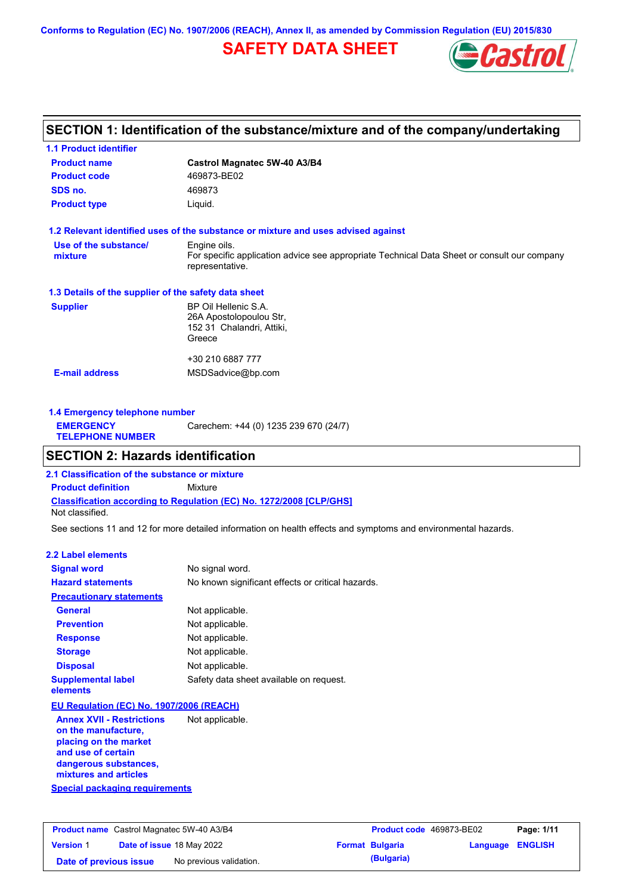Conforms to Regulation (EC) No. 1907/2006 (REACH), Annex II, as amended by Commission Regulation (EU) 2015/830

# SAFETY DATA SHEET

## SECTION 1: Identification of the substance/mixture and of the company/undertaking

### 1.1 Product identifier

| | |
|---|---|
| **Product name** | **Castrol Magnatec 5W-40 A3/B4** |
| **Product code** | 469873-BE02 |
| **SDS no.** | 469873 |
| **Product type** | Liquid. |

### 1.2 Relevant identified uses of the substance or mixture and uses advised against

| | |
|---|---|
| **Use of the substance/ mixture** | Engine oils. For specific application advice see appropriate Technical Data Sheet or consult our company representative. |

### 1.3 Details of the supplier of the safety data sheet

| | |
|---|---|
| **Supplier** | BP Oil Hellenic S.A. 26A Apostolopoulou Str, 152 31 Chalandri, Attiki, Greece<br><br>+30 210 6887 777 |
| **E-mail address** | MSDSadvice@bp.com |

### 1.4 Emergency telephone number

| | |
|---|---|
| **EMERGENCY TELEPHONE NUMBER** | Carechem: +44 (0) 1235 239 670 (24/7) |

## SECTION 2: Hazards identification

### 2.1 Classification of the substance or mixture

**Product definition** Mixture

**Classification according to Regulation (EC) No. 1272/2008 [CLP/GHS]**

Not classified.

See sections 11 and 12 for more detailed information on health effects and symptoms and environmental hazards.

### 2.2 Label elements

| | |
|---|---|
| **Signal word** | No signal word. |
| **Hazard statements** | No known significant effects or critical hazards. |
| **Precautionary statements** | |
| **General** | Not applicable. |
| **Prevention** | Not applicable. |
| **Response** | Not applicable. |
| **Storage** | Not applicable. |
| **Disposal** | Not applicable. |
| **Supplemental label elements** | Safety data sheet available on request. |

**EU Regulation (EC) No. 1907/2006 (REACH)**

| | |
|---|---|
| **Annex XVII - Restrictions on the manufacture, placing on the market and use of certain dangerous substances, mixtures and articles** | Not applicable. |

**Special packaging requirements**

| | | | |
|---|---|---|---|
| **Product name** Castrol Magnatec 5W-40 A3/B4 | **Product code** 469873-BE02 | | |
| **Version** 1 | **Date of issue** 18 May 2022 | **Format** Bulgaria (Bulgaria) | **Language** ENGLISH |
| **Date of previous issue** | No previous validation. | | |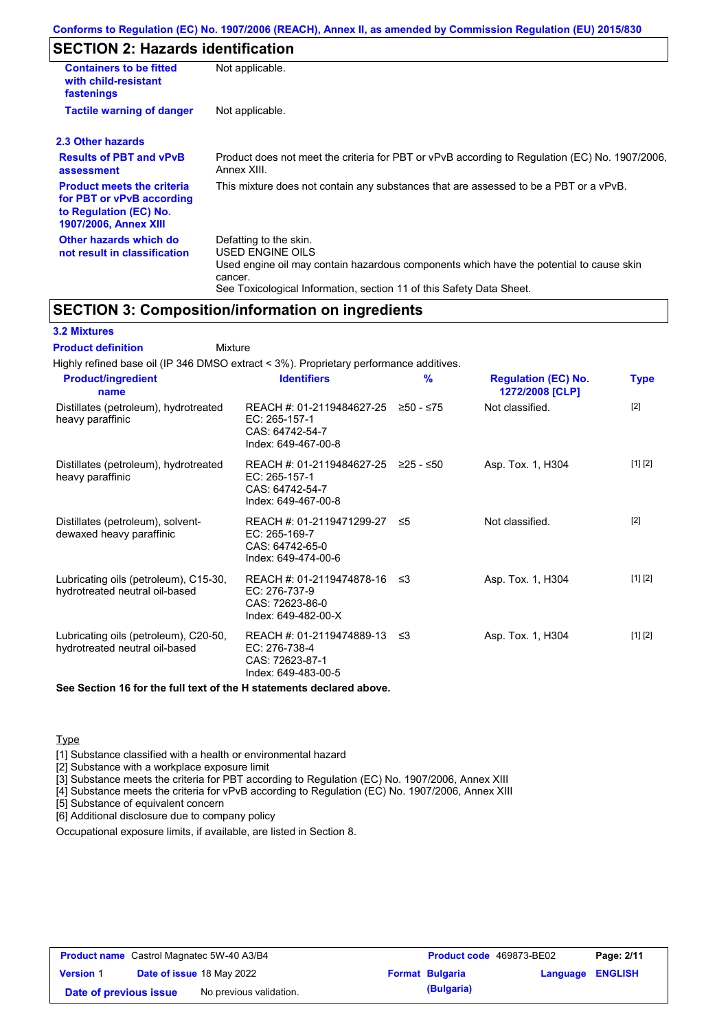## SECTION 2: Hazards identification

| | |
|---|---|
| **Containers to be fitted with child-resistant fastenings** | Not applicable. |
| **Tactile warning of danger** | Not applicable. |

### 2.3 Other hazards

| | |
|---|---|
| **Results of PBT and vPvB assessment** | Product does not meet the criteria for PBT or vPvB according to Regulation (EC) No. 1907/2006, Annex XIII. |
| **Product meets the criteria for PBT or vPvB according to Regulation (EC) No. 1907/2006, Annex XIII** | This mixture does not contain any substances that are assessed to be a PBT or a vPvB. |
| **Other hazards which do not result in classification** | Defatting to the skin.<br>USED ENGINE OILS<br>Used engine oil may contain hazardous components which have the potential to cause skin cancer.<br>See Toxicological Information, section 11 of this Safety Data Sheet. |

## SECTION 3: Composition/information on ingredients

### 3.2 Mixtures

**Product definition** Mixture

Highly refined base oil (IP 346 DMSO extract < 3%). Proprietary performance additives.

| Product/ingredient name | Identifiers | % | Regulation (EC) No. 1272/2008 [CLP] | Type |
|---|---|---|---|---|
| Distillates (petroleum), hydrotreated heavy paraffinic | REACH #: 01-2119484627-25<br>EC: 265-157-1<br>CAS: 64742-54-7<br>Index: 649-467-00-8 | ≥50 - ≤75 | Not classified. | [2] |
| Distillates (petroleum), hydrotreated heavy paraffinic | REACH #: 01-2119484627-25<br>EC: 265-157-1<br>CAS: 64742-54-7<br>Index: 649-467-00-8 | ≥25 - ≤50 | Asp. Tox. 1, H304 | [1] [2] |
| Distillates (petroleum), solvent-dewaxed heavy paraffinic | REACH #: 01-2119471299-27<br>EC: 265-169-7<br>CAS: 64742-65-0<br>Index: 649-474-00-6 | ≤5 | Not classified. | [2] |
| Lubricating oils (petroleum), C15-30, hydrotreated neutral oil-based | REACH #: 01-2119474878-16<br>EC: 276-737-9<br>CAS: 72623-86-0<br>Index: 649-482-00-X | ≤3 | Asp. Tox. 1, H304 | [1] [2] |
| Lubricating oils (petroleum), C20-50, hydrotreated neutral oil-based | REACH #: 01-2119474889-13<br>EC: 276-738-4<br>CAS: 72623-87-1<br>Index: 649-483-00-5 | ≤3 | Asp. Tox. 1, H304 | [1] [2] |

**See Section 16 for the full text of the H statements declared above.**

Type

[1] Substance classified with a health or environmental hazard
[2] Substance with a workplace exposure limit
[3] Substance meets the criteria for PBT according to Regulation (EC) No. 1907/2006, Annex XIII
[4] Substance meets the criteria for vPvB according to Regulation (EC) No. 1907/2006, Annex XIII
[5] Substance of equivalent concern
[6] Additional disclosure due to company policy

Occupational exposure limits, if available, are listed in Section 8.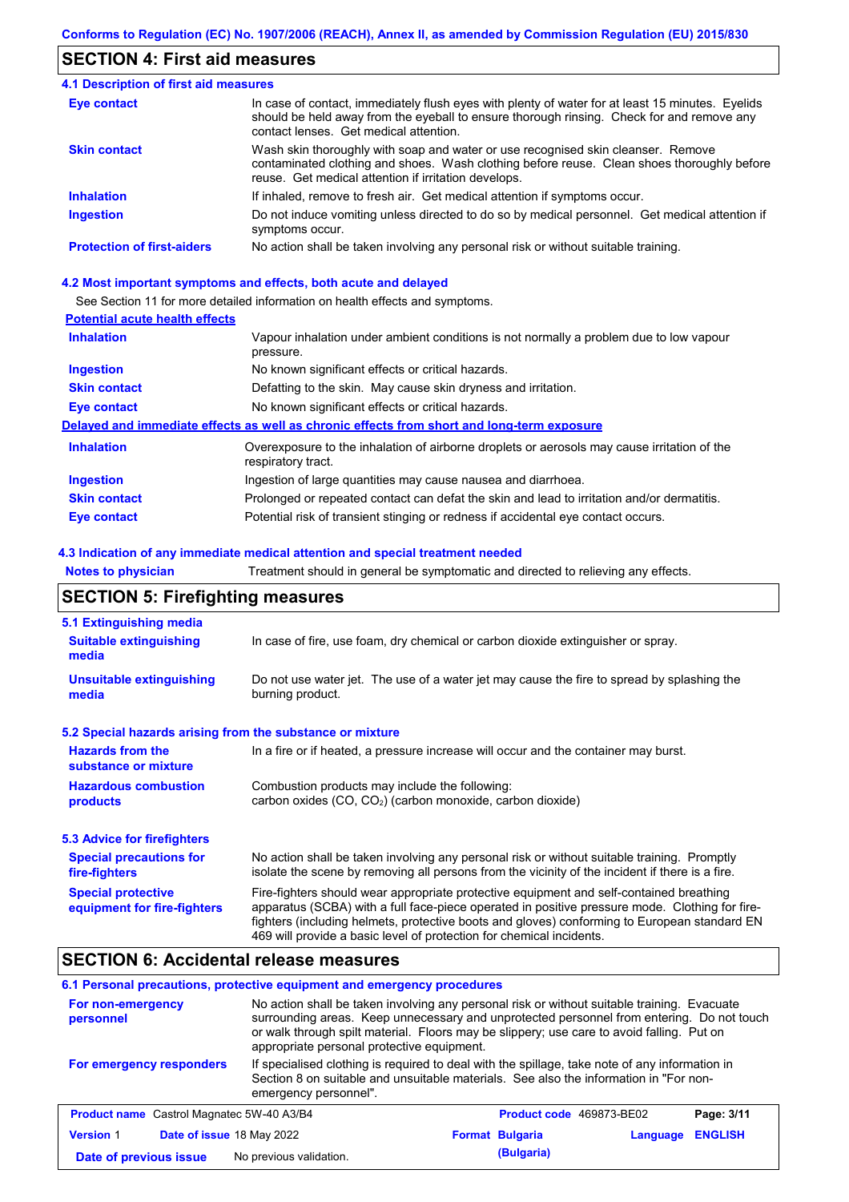## SECTION 4: First aid measures

### 4.1 Description of first aid measures

| | |
|---|---|
| **Eye contact** | In case of contact, immediately flush eyes with plenty of water for at least 15 minutes. Eyelids should be held away from the eyeball to ensure thorough rinsing. Check for and remove any contact lenses. Get medical attention. |
| **Skin contact** | Wash skin thoroughly with soap and water or use recognised skin cleanser. Remove contaminated clothing and shoes. Wash clothing before reuse. Clean shoes thoroughly before reuse. Get medical attention if irritation develops. |
| **Inhalation** | If inhaled, remove to fresh air. Get medical attention if symptoms occur. |
| **Ingestion** | Do not induce vomiting unless directed to do so by medical personnel. Get medical attention if symptoms occur. |
| **Protection of first-aiders** | No action shall be taken involving any personal risk or without suitable training. |

### 4.2 Most important symptoms and effects, both acute and delayed

See Section 11 for more detailed information on health effects and symptoms.

**Potential acute health effects**

| | |
|---|---|
| **Inhalation** | Vapour inhalation under ambient conditions is not normally a problem due to low vapour pressure. |
| **Ingestion** | No known significant effects or critical hazards. |
| **Skin contact** | Defatting to the skin. May cause skin dryness and irritation. |
| **Eye contact** | No known significant effects or critical hazards. |

**Delayed and immediate effects as well as chronic effects from short and long-term exposure**

| | |
|---|---|
| **Inhalation** | Overexposure to the inhalation of airborne droplets or aerosols may cause irritation of the respiratory tract. |
| **Ingestion** | Ingestion of large quantities may cause nausea and diarrhoea. |
| **Skin contact** | Prolonged or repeated contact can defat the skin and lead to irritation and/or dermatitis. |
| **Eye contact** | Potential risk of transient stinging or redness if accidental eye contact occurs. |

### 4.3 Indication of any immediate medical attention and special treatment needed

| | |
|---|---|
| **Notes to physician** | Treatment should in general be symptomatic and directed to relieving any effects. |

## SECTION 5: Firefighting measures

### 5.1 Extinguishing media

| | |
|---|---|
| **Suitable extinguishing media** | In case of fire, use foam, dry chemical or carbon dioxide extinguisher or spray. |
| **Unsuitable extinguishing media** | Do not use water jet. The use of a water jet may cause the fire to spread by splashing the burning product. |

### 5.2 Special hazards arising from the substance or mixture

| | |
|---|---|
| **Hazards from the substance or mixture** | In a fire or if heated, a pressure increase will occur and the container may burst. |
| **Hazardous combustion products** | Combustion products may include the following: carbon oxides (CO, $CO_2$) (carbon monoxide, carbon dioxide) |

### 5.3 Advice for firefighters

| | |
|---|---|
| **Special precautions for fire-fighters** | No action shall be taken involving any personal risk or without suitable training. Promptly isolate the scene by removing all persons from the vicinity of the incident if there is a fire. |
| **Special protective equipment for fire-fighters** | Fire-fighters should wear appropriate protective equipment and self-contained breathing apparatus (SCBA) with a full face-piece operated in positive pressure mode. Clothing for fire-fighters (including helmets, protective boots and gloves) conforming to European standard EN 469 will provide a basic level of protection for chemical incidents. |

## SECTION 6: Accidental release measures

### 6.1 Personal precautions, protective equipment and emergency procedures

| | |
|---|---|
| **For non-emergency personnel** | No action shall be taken involving any personal risk or without suitable training. Evacuate surrounding areas. Keep unnecessary and unprotected personnel from entering. Do not touch or walk through spilt material. Floors may be slippery; use care to avoid falling. Put on appropriate personal protective equipment. |
| **For emergency responders** | If specialised clothing is required to deal with the spillage, take note of any information in Section 8 on suitable and unsuitable materials. See also the information in "For non-emergency personnel". |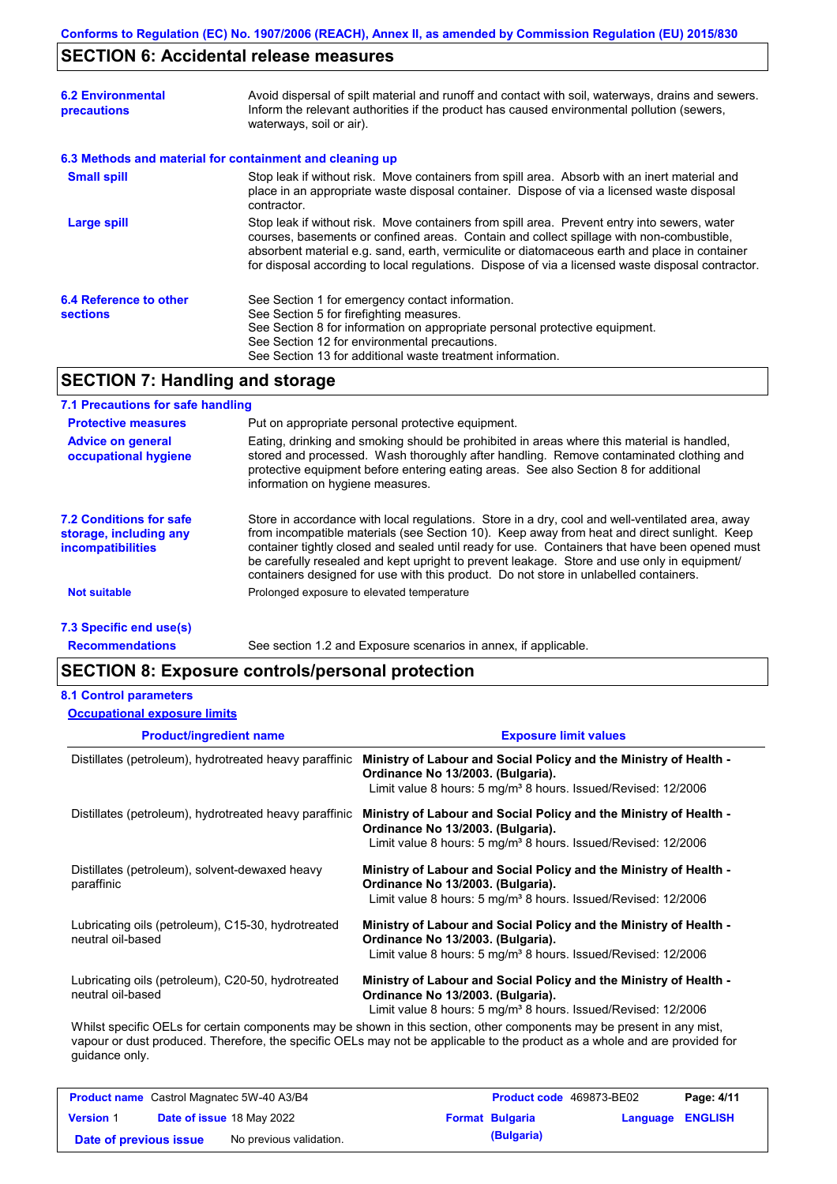## SECTION 6: Accidental release measures

| | |
|---|---|
| **6.2 Environmental precautions** | Avoid dispersal of spilt material and runoff and contact with soil, waterways, drains and sewers. Inform the relevant authorities if the product has caused environmental pollution (sewers, waterways, soil or air). |

**6.3 Methods and material for containment and cleaning up**

| | |
|---|---|
| **Small spill** | Stop leak if without risk. Move containers from spill area. Absorb with an inert material and place in an appropriate waste disposal container. Dispose of via a licensed waste disposal contractor. |
| **Large spill** | Stop leak if without risk. Move containers from spill area. Prevent entry into sewers, water courses, basements or confined areas. Contain and collect spillage with non-combustible, absorbent material e.g. sand, earth, vermiculite or diatomaceous earth and place in container for disposal according to local regulations. Dispose of via a licensed waste disposal contractor. |

| | |
|---|---|
| **6.4 Reference to other sections** | See Section 1 for emergency contact information.<br>See Section 5 for firefighting measures.<br>See Section 8 for information on appropriate personal protective equipment.<br>See Section 12 for environmental precautions.<br>See Section 13 for additional waste treatment information. |

## SECTION 7: Handling and storage

**7.1 Precautions for safe handling**

| | |
|---|---|
| **Protective measures** | Put on appropriate personal protective equipment. |
| **Advice on general occupational hygiene** | Eating, drinking and smoking should be prohibited in areas where this material is handled, stored and processed. Wash thoroughly after handling. Remove contaminated clothing and protective equipment before entering eating areas. See also Section 8 for additional information on hygiene measures. |

| | |
|---|---|
| **7.2 Conditions for safe storage, including any incompatibilities** | Store in accordance with local regulations. Store in a dry, cool and well-ventilated area, away from incompatible materials (see Section 10). Keep away from heat and direct sunlight. Keep container tightly closed and sealed until ready for use. Containers that have been opened must be carefully resealed and kept upright to prevent leakage. Store and use only in equipment/ containers designed for use with this product. Do not store in unlabelled containers. |
| **Not suitable** | Prolonged exposure to elevated temperature |

**7.3 Specific end use(s)**

| | |
|---|---|
| **Recommendations** | See section 1.2 and Exposure scenarios in annex, if applicable. |

## SECTION 8: Exposure controls/personal protection

**8.1 Control parameters**

**Occupational exposure limits**

| Product/ingredient name | Exposure limit values |
|---|---|
| Distillates (petroleum), hydrotreated heavy paraffinic | **Ministry of Labour and Social Policy and the Ministry of Health - Ordinance No 13/2003. (Bulgaria).**<br>Limit value 8 hours: 5 mg/m³ 8 hours. Issued/Revised: 12/2006 |
| Distillates (petroleum), hydrotreated heavy paraffinic | **Ministry of Labour and Social Policy and the Ministry of Health - Ordinance No 13/2003. (Bulgaria).**<br>Limit value 8 hours: 5 mg/m³ 8 hours. Issued/Revised: 12/2006 |
| Distillates (petroleum), solvent-dewaxed heavy paraffinic | **Ministry of Labour and Social Policy and the Ministry of Health - Ordinance No 13/2003. (Bulgaria).**<br>Limit value 8 hours: 5 mg/m³ 8 hours. Issued/Revised: 12/2006 |
| Lubricating oils (petroleum), C15-30, hydrotreated neutral oil-based | **Ministry of Labour and Social Policy and the Ministry of Health - Ordinance No 13/2003. (Bulgaria).**<br>Limit value 8 hours: 5 mg/m³ 8 hours. Issued/Revised: 12/2006 |
| Lubricating oils (petroleum), C20-50, hydrotreated neutral oil-based | **Ministry of Labour and Social Policy and the Ministry of Health - Ordinance No 13/2003. (Bulgaria).**<br>Limit value 8 hours: 5 mg/m³ 8 hours. Issued/Revised: 12/2006 |

Whilst specific OELs for certain components may be shown in this section, other components may be present in any mist, vapour or dust produced. Therefore, the specific OELs may not be applicable to the product as a whole and are provided for guidance only.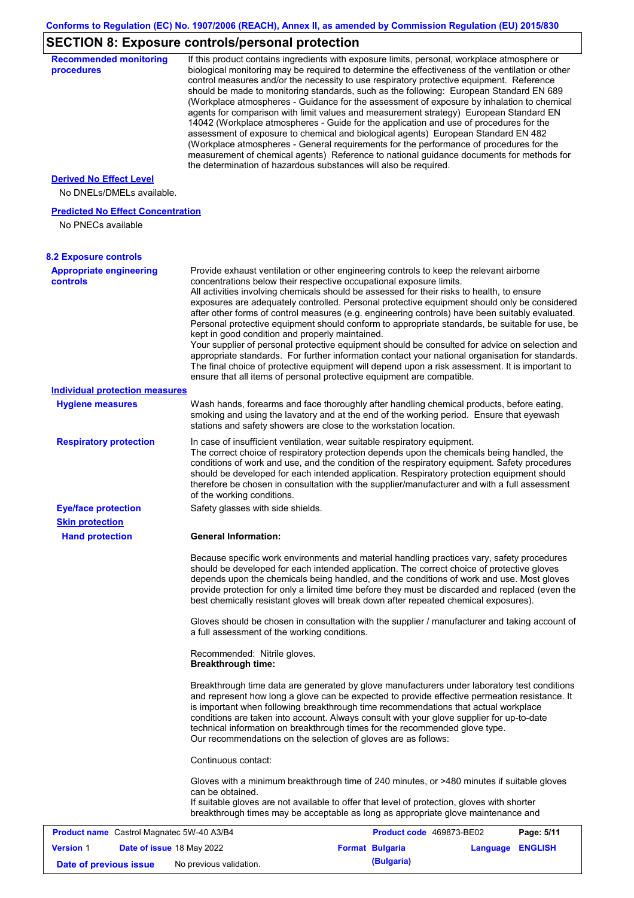## SECTION 8: Exposure controls/personal protection

**Recommended monitoring procedures**

If this product contains ingredients with exposure limits, personal, workplace atmosphere or biological monitoring may be required to determine the effectiveness of the ventilation or other control measures and/or the necessity to use respiratory protective equipment. Reference should be made to monitoring standards, such as the following: European Standard EN 689 (Workplace atmospheres - Guidance for the assessment of exposure by inhalation to chemical agents for comparison with limit values and measurement strategy) European Standard EN 14042 (Workplace atmospheres - Guide for the application and use of procedures for the assessment of exposure to chemical and biological agents) European Standard EN 482 (Workplace atmospheres - General requirements for the performance of procedures for the measurement of chemical agents) Reference to national guidance documents for methods for the determination of hazardous substances will also be required.

**Derived No Effect Level**

No DNELs/DMELs available.

**Predicted No Effect Concentration**

No PNECs available

### 8.2 Exposure controls

**Appropriate engineering controls**

Provide exhaust ventilation or other engineering controls to keep the relevant airborne concentrations below their respective occupational exposure limits.
All activities involving chemicals should be assessed for their risks to health, to ensure exposures are adequately controlled. Personal protective equipment should only be considered after other forms of control measures (e.g. engineering controls) have been suitably evaluated. Personal protective equipment should conform to appropriate standards, be suitable for use, be kept in good condition and properly maintained.
Your supplier of personal protective equipment should be consulted for advice on selection and appropriate standards. For further information contact your national organisation for standards. The final choice of protective equipment will depend upon a risk assessment. It is important to ensure that all items of personal protective equipment are compatible.

**Individual protection measures**

**Hygiene measures**

Wash hands, forearms and face thoroughly after handling chemical products, before eating, smoking and using the lavatory and at the end of the working period. Ensure that eyewash stations and safety showers are close to the workstation location.

**Respiratory protection**

In case of insufficient ventilation, wear suitable respiratory equipment.
The correct choice of respiratory protection depends upon the chemicals being handled, the conditions of work and use, and the condition of the respiratory equipment. Safety procedures should be developed for each intended application. Respiratory protection equipment should therefore be chosen in consultation with the supplier/manufacturer and with a full assessment of the working conditions.

**Eye/face protection**

Safety glasses with side shields.

**Skin protection**

**Hand protection**

**General Information:**

Because specific work environments and material handling practices vary, safety procedures should be developed for each intended application. The correct choice of protective gloves depends upon the chemicals being handled, and the conditions of work and use. Most gloves provide protection for only a limited time before they must be discarded and replaced (even the best chemically resistant gloves will break down after repeated chemical exposures).

Gloves should be chosen in consultation with the supplier / manufacturer and taking account of a full assessment of the working conditions.

Recommended: Nitrile gloves.
**Breakthrough time:**

Breakthrough time data are generated by glove manufacturers under laboratory test conditions and represent how long a glove can be expected to provide effective permeation resistance. It is important when following breakthrough time recommendations that actual workplace conditions are taken into account. Always consult with your glove supplier for up-to-date technical information on breakthrough times for the recommended glove type.
Our recommendations on the selection of gloves are as follows:

Continuous contact:

Gloves with a minimum breakthrough time of 240 minutes, or >480 minutes if suitable gloves can be obtained.
If suitable gloves are not available to offer that level of protection, gloves with shorter breakthrough times may be acceptable as long as appropriate glove maintenance and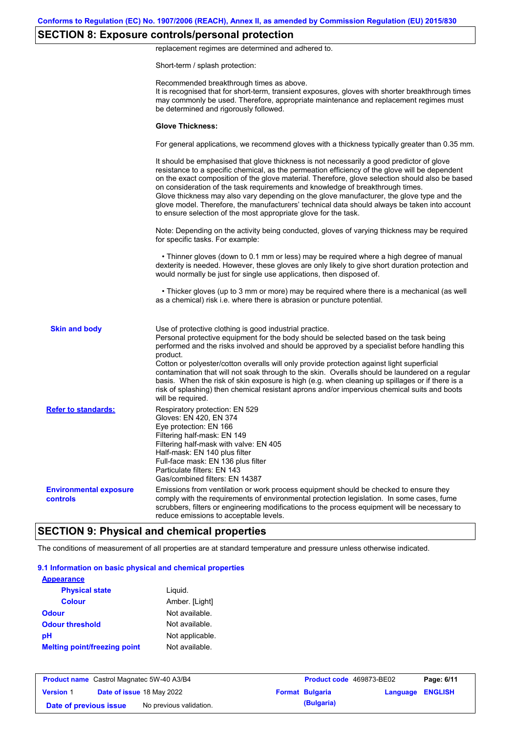## SECTION 8: Exposure controls/personal protection

replacement regimes are determined and adhered to.

Short-term / splash protection:

Recommended breakthrough times as above.
It is recognised that for short-term, transient exposures, gloves with shorter breakthrough times may commonly be used. Therefore, appropriate maintenance and replacement regimes must be determined and rigorously followed.

**Glove Thickness:**

For general applications, we recommend gloves with a thickness typically greater than 0.35 mm.

It should be emphasised that glove thickness is not necessarily a good predictor of glove resistance to a specific chemical, as the permeation efficiency of the glove will be dependent on the exact composition of the glove material. Therefore, glove selection should also be based on consideration of the task requirements and knowledge of breakthrough times.
Glove thickness may also vary depending on the glove manufacturer, the glove type and the glove model. Therefore, the manufacturers' technical data should always be taken into account to ensure selection of the most appropriate glove for the task.

Note: Depending on the activity being conducted, gloves of varying thickness may be required for specific tasks. For example:

- Thinner gloves (down to 0.1 mm or less) may be required where a high degree of manual dexterity is needed. However, these gloves are only likely to give short duration protection and would normally be just for single use applications, then disposed of.

- Thicker gloves (up to 3 mm or more) may be required where there is a mechanical (as well as a chemical) risk i.e. where there is abrasion or puncture potential.

**Skin and body**

Use of protective clothing is good industrial practice.
Personal protective equipment for the body should be selected based on the task being performed and the risks involved and should be approved by a specialist before handling this product.
Cotton or polyester/cotton overalls will only provide protection against light superficial contamination that will not soak through to the skin. Overalls should be laundered on a regular basis. When the risk of skin exposure is high (e.g. when cleaning up spillages or if there is a risk of splashing) then chemical resistant aprons and/or impervious chemical suits and boots will be required.

**Refer to standards:**

Respiratory protection: EN 529
Gloves: EN 420, EN 374
Eye protection: EN 166
Filtering half-mask: EN 149
Filtering half-mask with valve: EN 405
Half-mask: EN 140 plus filter
Full-face mask: EN 136 plus filter
Particulate filters: EN 143
Gas/combined filters: EN 14387

**Environmental exposure controls**

Emissions from ventilation or work process equipment should be checked to ensure they comply with the requirements of environmental protection legislation. In some cases, fume scrubbers, filters or engineering modifications to the process equipment will be necessary to reduce emissions to acceptable levels.

## SECTION 9: Physical and chemical properties

The conditions of measurement of all properties are at standard temperature and pressure unless otherwise indicated.

### 9.1 Information on basic physical and chemical properties

**Appearance**

| | |
|---|---|
| **Physical state** | Liquid. |
| **Colour** | Amber. [Light] |
| **Odour** | Not available. |
| **Odour threshold** | Not available. |
| **pH** | Not applicable. |
| **Melting point/freezing point** | Not available. |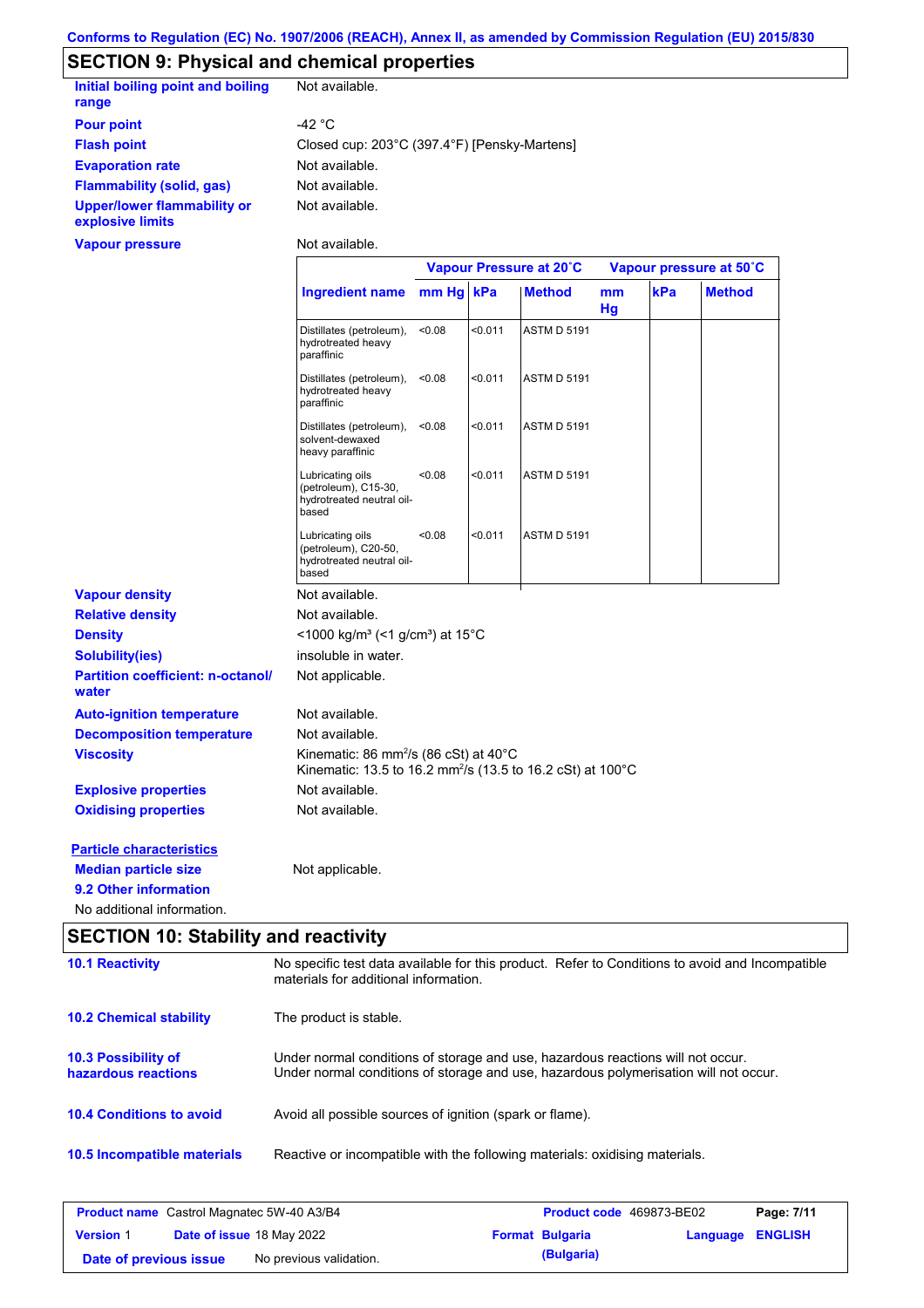Conforms to Regulation (EC) No. 1907/2006 (REACH), Annex II, as amended by Commission Regulation (EU) 2015/830

## SECTION 9: Physical and chemical properties

**Initial boiling point and boiling range**: Not available.

**Pour point**: -42 °C

**Flash point**: Closed cup: 203°C (397.4°F) [Pensky-Martens]

**Evaporation rate**: Not available.

**Flammability (solid, gas)**: Not available.

**Upper/lower flammability or explosive limits**: Not available.

**Vapour pressure**: Not available.

| | Vapour Pressure at 20˚C | | | Vapour pressure at 50˚C | | |
|---|---|---|---|---|---|---|
| Ingredient name | mm Hg | kPa | Method | mm Hg | kPa | Method |
| Distillates (petroleum), hydrotreated heavy paraffinic | <0.08 | <0.011 | ASTM D 5191 | | | |
| Distillates (petroleum), hydrotreated heavy paraffinic | <0.08 | <0.011 | ASTM D 5191 | | | |
| Distillates (petroleum), solvent-dewaxed heavy paraffinic | <0.08 | <0.011 | ASTM D 5191 | | | |
| Lubricating oils (petroleum), C15-30, hydrotreated neutral oil-based | <0.08 | <0.011 | ASTM D 5191 | | | |
| Lubricating oils (petroleum), C20-50, hydrotreated neutral oil-based | <0.08 | <0.011 | ASTM D 5191 | | | |

**Vapour density**: Not available.

**Relative density**: Not available.

**Density**: <1000 kg/m³ (<1 g/cm³) at 15°C

**Solubility(ies)**: insoluble in water.

**Partition coefficient: n-octanol/water**: Not applicable.

**Auto-ignition temperature**: Not available.

**Decomposition temperature**: Not available.

**Viscosity**: Kinematic: 86 mm$^2$/s (86 cSt) at 40°C
Kinematic: 13.5 to 16.2 mm$^2$/s (13.5 to 16.2 cSt) at 100°C

**Explosive properties**: Not available.

**Oxidising properties**: Not available.

**Particle characteristics**

**Median particle size**: Not applicable.

**9.2 Other information**

No additional information.

## SECTION 10: Stability and reactivity

**10.1 Reactivity**: No specific test data available for this product. Refer to Conditions to avoid and Incompatible materials for additional information.

**10.2 Chemical stability**: The product is stable.

**10.3 Possibility of hazardous reactions**: Under normal conditions of storage and use, hazardous reactions will not occur.
Under normal conditions of storage and use, hazardous polymerisation will not occur.

**10.4 Conditions to avoid**: Avoid all possible sources of ignition (spark or flame).

**10.5 Incompatible materials**: Reactive or incompatible with the following materials: oxidising materials.

| Product name Castrol Magnatec 5W-40 A3/B4 | Product code 469873-BE02 | Page: 7/11 |
|---|---|---|
| Version 1 · Date of issue 18 May 2022 | Format Bulgaria (Bulgaria) | Language ENGLISH |
| Date of previous issue: No previous validation. | | |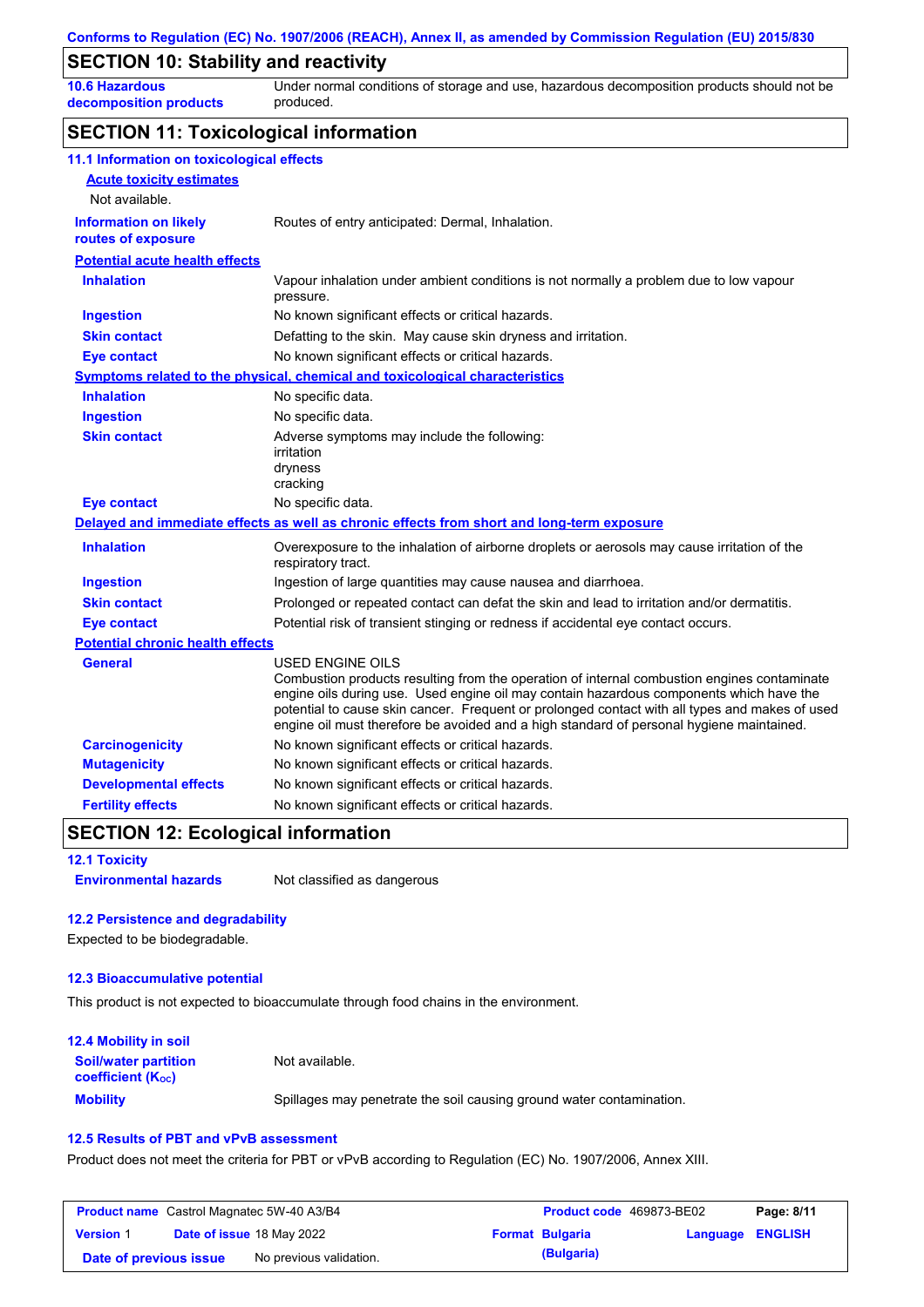## SECTION 10: Stability and reactivity

| | |
|---|---|
| **10.6 Hazardous decomposition products** | Under normal conditions of storage and use, hazardous decomposition products should not be produced. |

## SECTION 11: Toxicological information

### 11.1 Information on toxicological effects

**Acute toxicity estimates**

Not available.

| | |
|---|---|
| **Information on likely routes of exposure** | Routes of entry anticipated: Dermal, Inhalation. |

**Potential acute health effects**

| | |
|---|---|
| **Inhalation** | Vapour inhalation under ambient conditions is not normally a problem due to low vapour pressure. |
| **Ingestion** | No known significant effects or critical hazards. |
| **Skin contact** | Defatting to the skin. May cause skin dryness and irritation. |
| **Eye contact** | No known significant effects or critical hazards. |

**Symptoms related to the physical, chemical and toxicological characteristics**

| | |
|---|---|
| **Inhalation** | No specific data. |
| **Ingestion** | No specific data. |
| **Skin contact** | Adverse symptoms may include the following:<br>irritation<br>dryness<br>cracking |
| **Eye contact** | No specific data. |

**Delayed and immediate effects as well as chronic effects from short and long-term exposure**

| | |
|---|---|
| **Inhalation** | Overexposure to the inhalation of airborne droplets or aerosols may cause irritation of the respiratory tract. |
| **Ingestion** | Ingestion of large quantities may cause nausea and diarrhoea. |
| **Skin contact** | Prolonged or repeated contact can defat the skin and lead to irritation and/or dermatitis. |
| **Eye contact** | Potential risk of transient stinging or redness if accidental eye contact occurs. |

**Potential chronic health effects**

| | |
|---|---|
| **General** | USED ENGINE OILS<br>Combustion products resulting from the operation of internal combustion engines contaminate engine oils during use. Used engine oil may contain hazardous components which have the potential to cause skin cancer. Frequent or prolonged contact with all types and makes of used engine oil must therefore be avoided and a high standard of personal hygiene maintained. |
| **Carcinogenicity** | No known significant effects or critical hazards. |
| **Mutagenicity** | No known significant effects or critical hazards. |
| **Developmental effects** | No known significant effects or critical hazards. |
| **Fertility effects** | No known significant effects or critical hazards. |

## SECTION 12: Ecological information

### 12.1 Toxicity

| | |
|---|---|
| **Environmental hazards** | Not classified as dangerous |

### 12.2 Persistence and degradability

Expected to be biodegradable.

### 12.3 Bioaccumulative potential

This product is not expected to bioaccumulate through food chains in the environment.

### 12.4 Mobility in soil

| | |
|---|---|
| **Soil/water partition coefficient ($K_{OC}$)** | Not available. |
| **Mobility** | Spillages may penetrate the soil causing ground water contamination. |

### 12.5 Results of PBT and vPvB assessment

Product does not meet the criteria for PBT or vPvB according to Regulation (EC) No. 1907/2006, Annex XIII.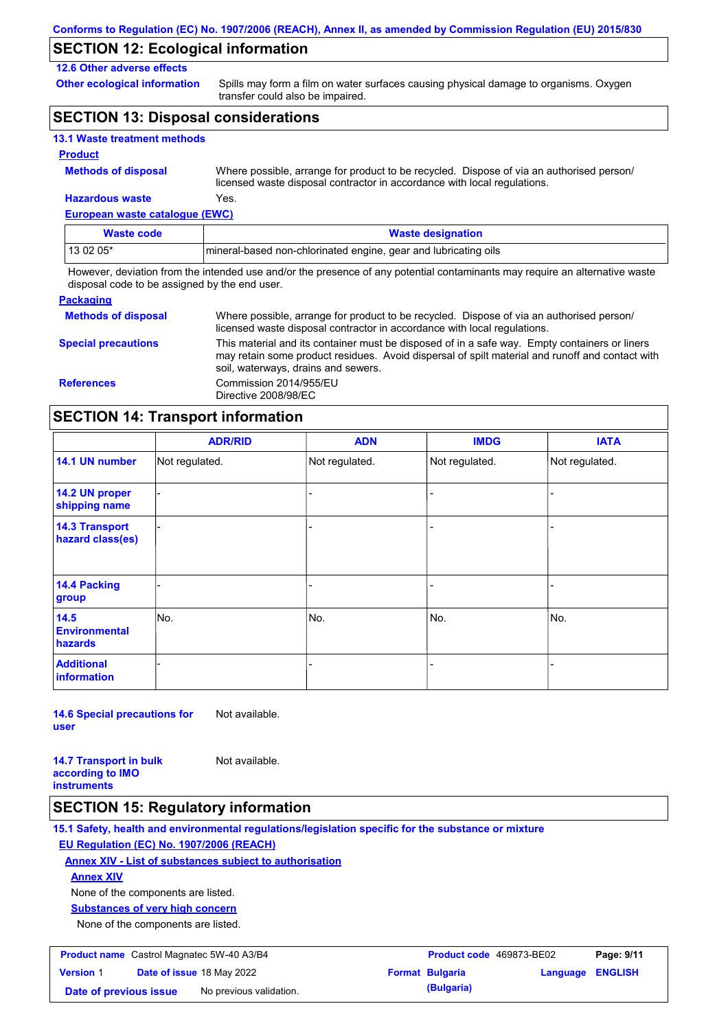## SECTION 12: Ecological information

### 12.6 Other adverse effects

**Other ecological information**: Spills may form a film on water surfaces causing physical damage to organisms. Oxygen transfer could also be impaired.

## SECTION 13: Disposal considerations

### 13.1 Waste treatment methods

**Product**

**Methods of disposal**: Where possible, arrange for product to be recycled. Dispose of via an authorised person/ licensed waste disposal contractor in accordance with local regulations.

**Hazardous waste**: Yes.

**European waste catalogue (EWC)**

| Waste code | Waste designation |
|---|---|
| 13 02 05* | mineral-based non-chlorinated engine, gear and lubricating oils |

However, deviation from the intended use and/or the presence of any potential contaminants may require an alternative waste disposal code to be assigned by the end user.

**Packaging**

**Methods of disposal**: Where possible, arrange for product to be recycled. Dispose of via an authorised person/ licensed waste disposal contractor in accordance with local regulations.

**Special precautions**: This material and its container must be disposed of in a safe way. Empty containers or liners may retain some product residues. Avoid dispersal of spilt material and runoff and contact with soil, waterways, drains and sewers.

**References**: Commission 2014/955/EU
Directive 2008/98/EC

## SECTION 14: Transport information

| | ADR/RID | ADN | IMDG | IATA |
|---|---|---|---|---|
| **14.1 UN number** | Not regulated. | Not regulated. | Not regulated. | Not regulated. |
| **14.2 UN proper shipping name** | - | - | - | - |
| **14.3 Transport hazard class(es)** | - | - | - | - |
| **14.4 Packing group** | - | - | - | - |
| **14.5 Environmental hazards** | No. | No. | No. | No. |
| **Additional information** | - | - | - | - |

**14.6 Special precautions for user**: Not available.

**14.7 Transport in bulk according to IMO instruments**: Not available.

## SECTION 15: Regulatory information

### 15.1 Safety, health and environmental regulations/legislation specific for the substance or mixture

**EU Regulation (EC) No. 1907/2006 (REACH)**

**Annex XIV - List of substances subject to authorisation**

**Annex XIV**

None of the components are listed.

**Substances of very high concern**

None of the components are listed.

| **Product name** Castrol Magnatec 5W-40 A3/B4 | **Product code** 469873-BE02 | **Page:** 9/11 |
|---|---|---|
| **Version** 1 **Date of issue** 18 May 2022 | **Format** Bulgaria (Bulgaria) | **Language** ENGLISH |
| **Date of previous issue** No previous validation. | | |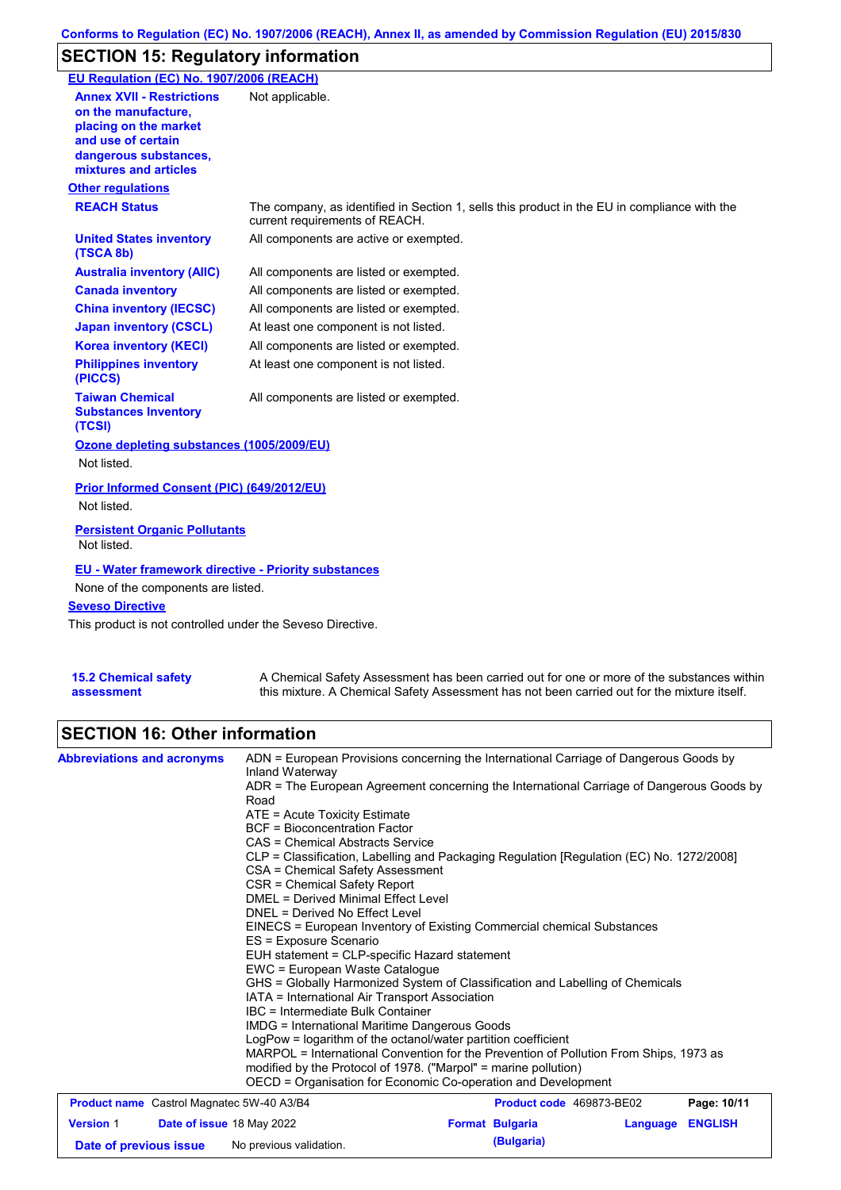## SECTION 15: Regulatory information

**EU Regulation (EC) No. 1907/2006 (REACH)**

| | |
|---|---|
| **Annex XVII - Restrictions on the manufacture, placing on the market and use of certain dangerous substances, mixtures and articles** | Not applicable. |

**Other regulations**

| | |
|---|---|
| **REACH Status** | The company, as identified in Section 1, sells this product in the EU in compliance with the current requirements of REACH. |
| **United States inventory (TSCA 8b)** | All components are active or exempted. |
| **Australia inventory (AIIC)** | All components are listed or exempted. |
| **Canada inventory** | All components are listed or exempted. |
| **China inventory (IECSC)** | All components are listed or exempted. |
| **Japan inventory (CSCL)** | At least one component is not listed. |
| **Korea inventory (KECI)** | All components are listed or exempted. |
| **Philippines inventory (PICCS)** | At least one component is not listed. |
| **Taiwan Chemical Substances Inventory (TCSI)** | All components are listed or exempted. |

**Ozone depleting substances (1005/2009/EU)**

Not listed.

**Prior Informed Consent (PIC) (649/2012/EU)**

Not listed.

**Persistent Organic Pollutants**

Not listed.

**EU - Water framework directive - Priority substances**

None of the components are listed.

**Seveso Directive**

This product is not controlled under the Seveso Directive.

| | |
|---|---|
| **15.2 Chemical safety assessment** | A Chemical Safety Assessment has been carried out for one or more of the substances within this mixture. A Chemical Safety Assessment has not been carried out for the mixture itself. |

## SECTION 16: Other information

**Abbreviations and acronyms**

ADN = European Provisions concerning the International Carriage of Dangerous Goods by Inland Waterway
ADR = The European Agreement concerning the International Carriage of Dangerous Goods by Road
ATE = Acute Toxicity Estimate
BCF = Bioconcentration Factor
CAS = Chemical Abstracts Service
CLP = Classification, Labelling and Packaging Regulation [Regulation (EC) No. 1272/2008]
CSA = Chemical Safety Assessment
CSR = Chemical Safety Report
DMEL = Derived Minimal Effect Level
DNEL = Derived No Effect Level
EINECS = European Inventory of Existing Commercial chemical Substances
ES = Exposure Scenario
EUH statement = CLP-specific Hazard statement
EWC = European Waste Catalogue
GHS = Globally Harmonized System of Classification and Labelling of Chemicals
IATA = International Air Transport Association
IBC = Intermediate Bulk Container
IMDG = International Maritime Dangerous Goods
LogPow = logarithm of the octanol/water partition coefficient
MARPOL = International Convention for the Prevention of Pollution From Ships, 1973 as modified by the Protocol of 1978. ("Marpol" = marine pollution)
OECD = Organisation for Economic Co-operation and Development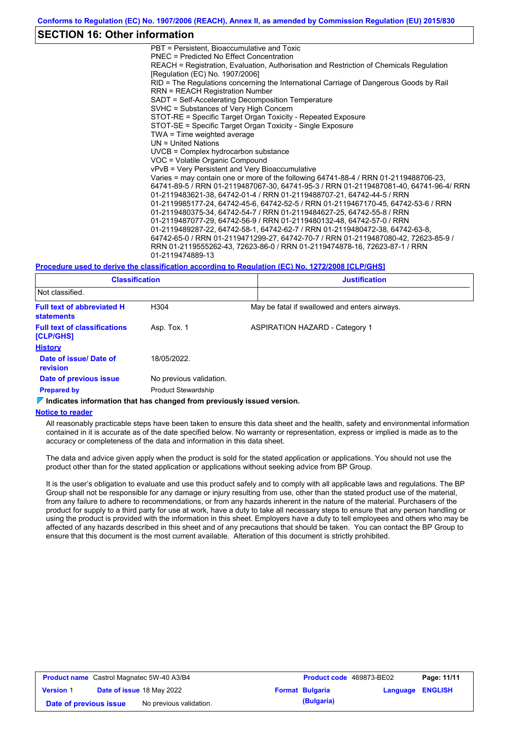Conforms to Regulation (EC) No. 1907/2006 (REACH), Annex II, as amended by Commission Regulation (EU) 2015/830

## SECTION 16: Other information

PBT = Persistent, Bioaccumulative and Toxic
PNEC = Predicted No Effect Concentration
REACH = Registration, Evaluation, Authorisation and Restriction of Chemicals Regulation [Regulation (EC) No. 1907/2006]
RID = The Regulations concerning the International Carriage of Dangerous Goods by Rail
RRN = REACH Registration Number
SADT = Self-Accelerating Decomposition Temperature
SVHC = Substances of Very High Concern
STOT-RE = Specific Target Organ Toxicity - Repeated Exposure
STOT-SE = Specific Target Organ Toxicity - Single Exposure
TWA = Time weighted average
UN = United Nations
UVCB = Complex hydrocarbon substance
VOC = Volatile Organic Compound
vPvB = Very Persistent and Very Bioaccumulative
Varies = may contain one or more of the following 64741-88-4 / RRN 01-2119488706-23, 64741-89-5 / RRN 01-2119487067-30, 64741-95-3 / RRN 01-2119487081-40, 64741-96-4/ RRN 01-2119483621-38, 64742-01-4 / RRN 01-2119488707-21, 64742-44-5 / RRN 01-2119985177-24, 64742-45-6, 64742-52-5 / RRN 01-2119467170-45, 64742-53-6 / RRN 01-2119480375-34, 64742-54-7 / RRN 01-2119484627-25, 64742-55-8 / RRN 01-2119487077-29, 64742-56-9 / RRN 01-2119480132-48, 64742-57-0 / RRN 01-2119489287-22, 64742-58-1, 64742-62-7 / RRN 01-2119480472-38, 64742-63-8, 64742-65-0 / RRN 01-2119471299-27, 64742-70-7 / RRN 01-2119487080-42, 72623-85-9 / RRN 01-2119555262-43, 72623-86-0 / RRN 01-2119474878-16, 72623-87-1 / RRN 01-2119474889-13

**Procedure used to derive the classification according to Regulation (EC) No. 1272/2008 [CLP/GHS]**

| Classification | Justification |
|---|---|
| Not classified. | |

| | | |
|---|---|---|
| **Full text of abbreviated H statements** | H304 | May be fatal if swallowed and enters airways. |
| **Full text of classifications [CLP/GHS]** | Asp. Tox. 1 | ASPIRATION HAZARD - Category 1 |

**History**

| | |
|---|---|
| **Date of issue/ Date of revision** | 18/05/2022. |
| **Date of previous issue** | No previous validation. |
| **Prepared by** | Product Stewardship |

**Indicates information that has changed from previously issued version.**

**Notice to reader**

All reasonably practicable steps have been taken to ensure this data sheet and the health, safety and environmental information contained in it is accurate as of the date specified below. No warranty or representation, express or implied is made as to the accuracy or completeness of the data and information in this data sheet.

The data and advice given apply when the product is sold for the stated application or applications. You should not use the product other than for the stated application or applications without seeking advice from BP Group.

It is the user's obligation to evaluate and use this product safely and to comply with all applicable laws and regulations. The BP Group shall not be responsible for any damage or injury resulting from use, other than the stated product use of the material, from any failure to adhere to recommendations, or from any hazards inherent in the nature of the material. Purchasers of the product for supply to a third party for use at work, have a duty to take all necessary steps to ensure that any person handling or using the product is provided with the information in this sheet. Employers have a duty to tell employees and others who may be affected of any hazards described in this sheet and of any precautions that should be taken. You can contact the BP Group to ensure that this document is the most current available. Alteration of this document is strictly prohibited.